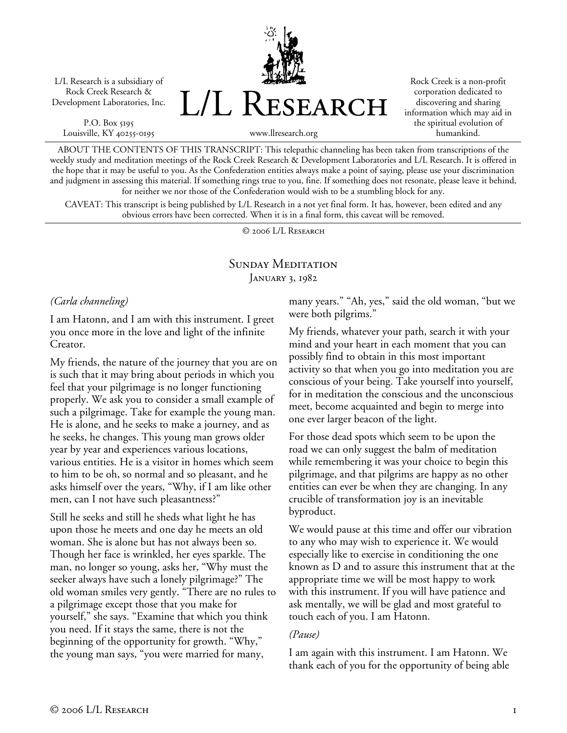L/L Research is a subsidiary of Rock Creek Research & Development Laboratories, Inc.

P.O. Box 5195
Louisville, KY 40255-0195

# L/L Research

www.llresearch.org

Rock Creek is a non-profit corporation dedicated to discovering and sharing information which may aid in the spiritual evolution of humankind.

ABOUT THE CONTENTS OF THIS TRANSCRIPT: This telepathic channeling has been taken from transcriptions of the weekly study and meditation meetings of the Rock Creek Research & Development Laboratories and L/L Research. It is offered in the hope that it may be useful to you. As the Confederation entities always make a point of saying, please use your discrimination and judgment in assessing this material. If something rings true to you, fine. If something does not resonate, please leave it behind, for neither we nor those of the Confederation would wish to be a stumbling block for any.

CAVEAT: This transcript is being published by L/L Research in a not yet final form. It has, however, been edited and any obvious errors have been corrected. When it is in a final form, this caveat will be removed.

© 2006 L/L Research

## Sunday Meditation
January 3, 1982

*(Carla channeling)*

I am Hatonn, and I am with this instrument. I greet you once more in the love and light of the infinite Creator.

My friends, the nature of the journey that you are on is such that it may bring about periods in which you feel that your pilgrimage is no longer functioning properly. We ask you to consider a small example of such a pilgrimage. Take for example the young man. He is alone, and he seeks to make a journey, and as he seeks, he changes. This young man grows older year by year and experiences various locations, various entities. He is a visitor in homes which seem to him to be oh, so normal and so pleasant, and he asks himself over the years, "Why, if I am like other men, can I not have such pleasantness?"

Still he seeks and still he sheds what light he has upon those he meets and one day he meets an old woman. She is alone but has not always been so. Though her face is wrinkled, her eyes sparkle. The man, no longer so young, asks her, "Why must the seeker always have such a lonely pilgrimage?" The old woman smiles very gently. "There are no rules to a pilgrimage except those that you make for yourself," she says. "Examine that which you think you need. If it stays the same, there is not the beginning of the opportunity for growth. "Why," the young man says, "you were married for many, many years." "Ah, yes," said the old woman, "but we were both pilgrims."

My friends, whatever your path, search it with your mind and your heart in each moment that you can possibly find to obtain in this most important activity so that when you go into meditation you are conscious of your being. Take yourself into yourself, for in meditation the conscious and the unconscious meet, become acquainted and begin to merge into one ever larger beacon of the light.

For those dead spots which seem to be upon the road we can only suggest the balm of meditation while remembering it was your choice to begin this pilgrimage, and that pilgrims are happy as no other entities can ever be when they are changing. In any crucible of transformation joy is an inevitable byproduct.

We would pause at this time and offer our vibration to any who may wish to experience it. We would especially like to exercise in conditioning the one known as D and to assure this instrument that at the appropriate time we will be most happy to work with this instrument. If you will have patience and ask mentally, we will be glad and most grateful to touch each of you. I am Hatonn.

*(Pause)*

I am again with this instrument. I am Hatonn. We thank each of you for the opportunity of being able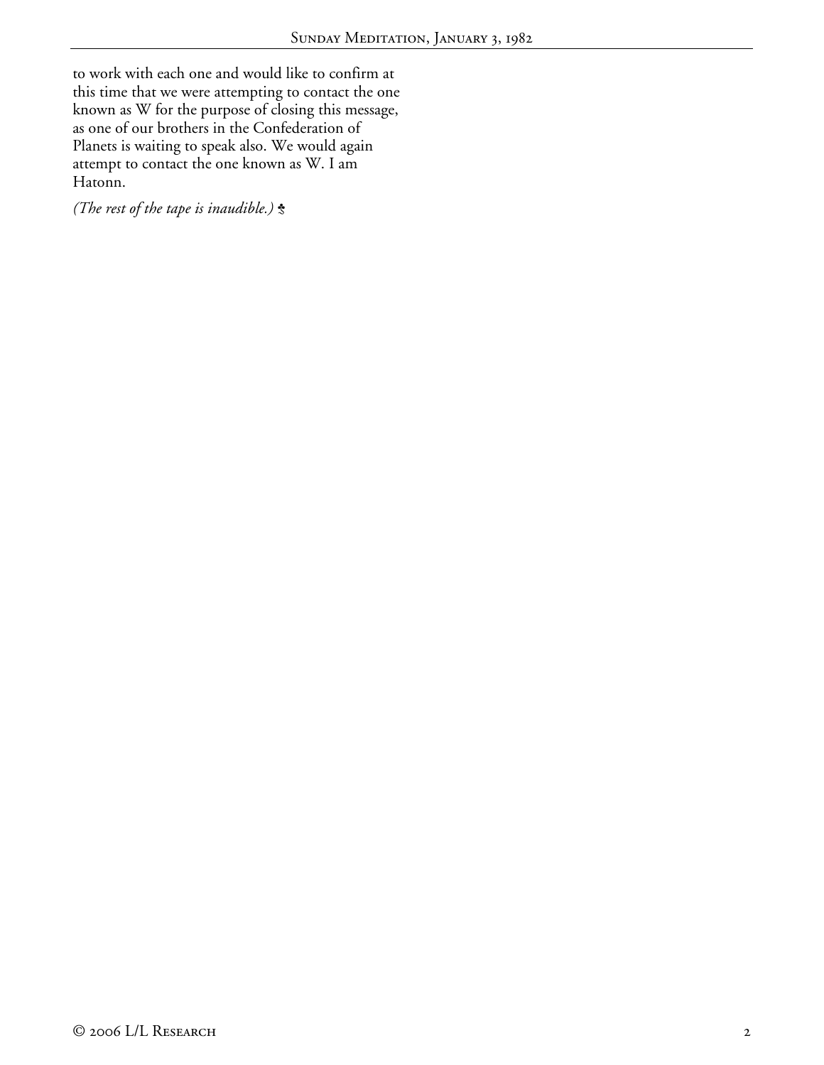to work with each one and would like to confirm at this time that we were attempting to contact the one known as W for the purpose of closing this message, as one of our brothers in the Confederation of Planets is waiting to speak also. We would again attempt to contact the one known as W. I am Hatonn.

*(The rest of the tape is inaudible.)* ♣